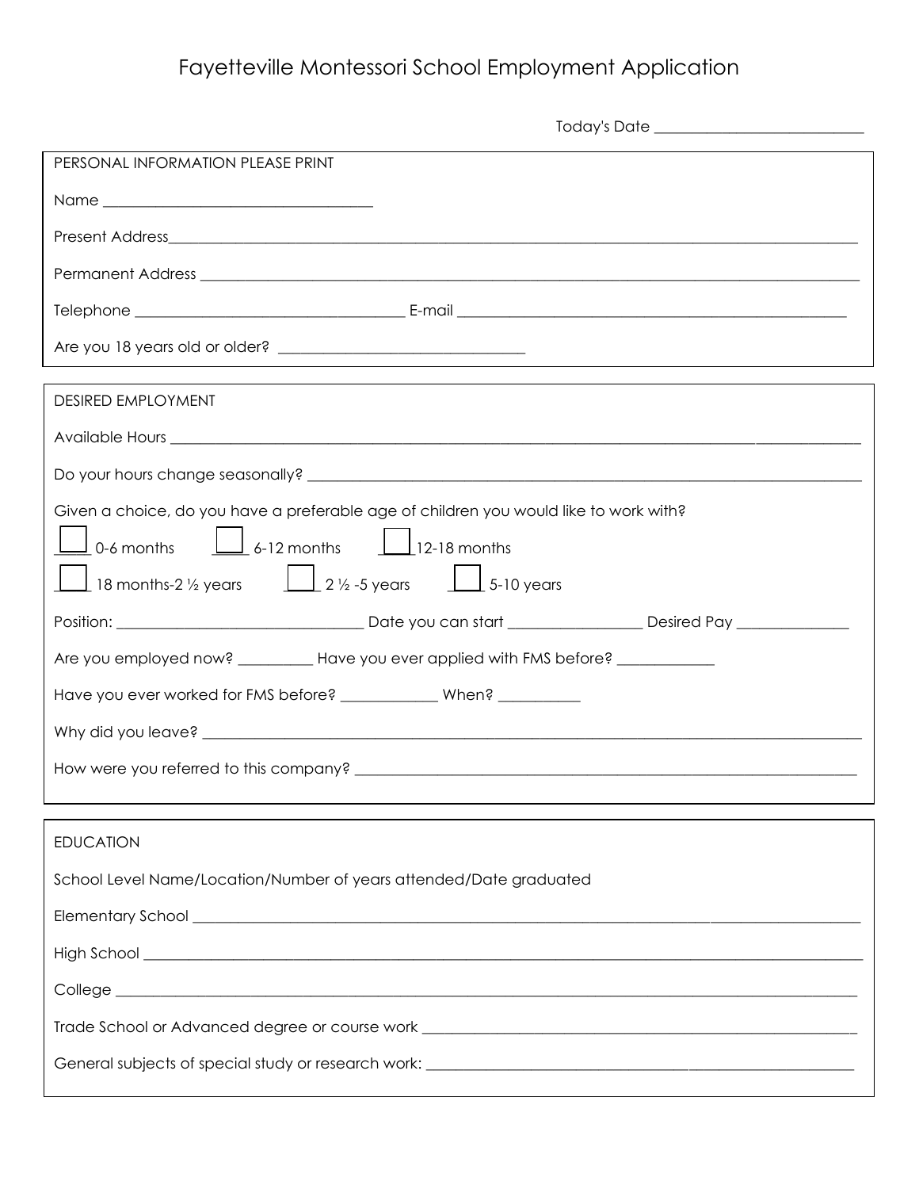# Fayetteville Montessori School Employment Application

Today's Date ___________________________

## PERSONAL INFORMATION PLEASE PRINT

Name ___________________________________

Present Address_____________________________________________________________________________

Permanent Address ___________________________________________________________________________

Telephone ___________________________________ E-mail ___________________________________________________

Are you 18 years old or older? ________________________________

## DESIRED EMPLOYMENT

Available Hours ______________________________________________________________________________

Do your hours change seasonally? _______________________________________________________________

Given a choice, do you have a preferable age of children you would like to work with?

☐ 0-6 months ☐ 6-12 months ☐ 12-18 months

☐ 18 months-2 ½ years ☐ 2 ½ -5 years ☐ 5-10 years

Position: ________________________________ Date you can start _________________ Desired Pay _______________

Are you employed now? __________ Have you ever applied with FMS before? _____________

Have you ever worked for FMS before? _____________ When? ___________

Why did you leave? ___________________________________________________________________________

How were you referred to this company? _________________________________________________________

## EDUCATION

School Level Name/Location/Number of years attended/Date graduated

Elementary School ____________________________________________________________________________

High School _________________________________________________________________________________

College _____________________________________________________________________________________

Trade School or Advanced degree or course work ___________________________________________________

General subjects of special study or research work: _________________________________________________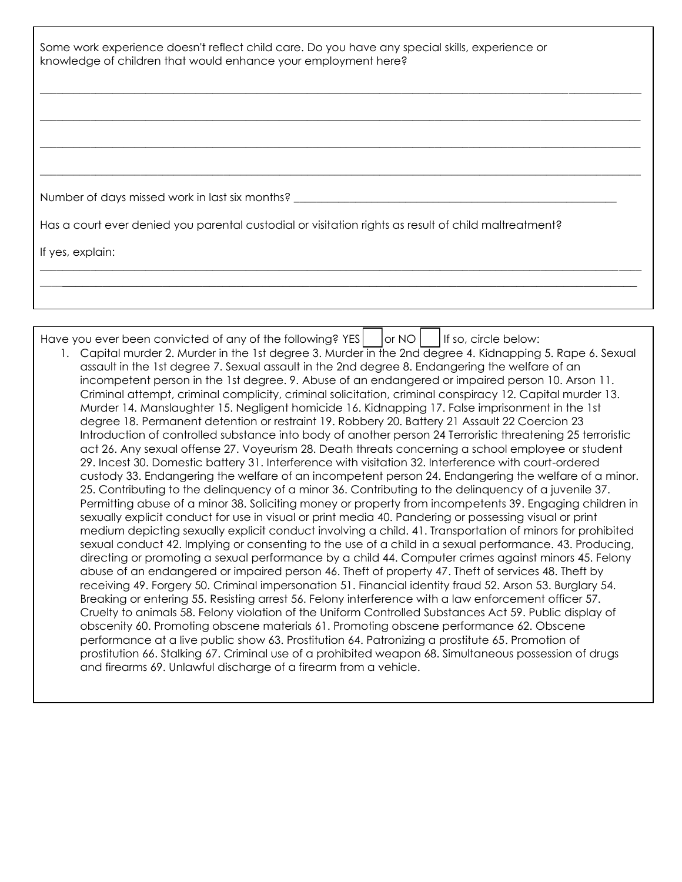Some work experience doesn't reflect child care. Do you have any special skills, experience or knowledge of children that would enhance your employment here?

\_\_\_\_\_\_\_\_\_\_\_\_\_\_\_\_\_\_\_\_\_\_\_\_\_\_\_\_\_\_\_\_\_\_\_\_\_\_\_\_\_\_\_\_\_\_\_\_\_\_\_\_\_\_\_\_\_\_\_\_\_\_\_\_\_\_\_\_\_\_\_\_\_\_\_\_\_\_

\_\_\_\_\_\_\_\_\_\_\_\_\_\_\_\_\_\_\_\_\_\_\_\_\_\_\_\_\_\_\_\_\_\_\_\_\_\_\_\_\_\_\_\_\_\_\_\_\_\_\_\_\_\_\_\_\_\_\_\_\_\_\_\_\_\_\_\_\_\_\_\_\_\_\_\_\_\_

\_\_\_\_\_\_\_\_\_\_\_\_\_\_\_\_\_\_\_\_\_\_\_\_\_\_\_\_\_\_\_\_\_\_\_\_\_\_\_\_\_\_\_\_\_\_\_\_\_\_\_\_\_\_\_\_\_\_\_\_\_\_\_\_\_\_\_\_\_\_\_\_\_\_\_\_\_\_

\_\_\_\_\_\_\_\_\_\_\_\_\_\_\_\_\_\_\_\_\_\_\_\_\_\_\_\_\_\_\_\_\_\_\_\_\_\_\_\_\_\_\_\_\_\_\_\_\_\_\_\_\_\_\_\_\_\_\_\_\_\_\_\_\_\_\_\_\_\_\_\_\_\_\_\_\_\_

Number of days missed work in last six months? \_\_\_\_\_\_\_\_\_\_\_\_\_\_\_\_\_\_\_\_\_\_\_\_\_\_\_\_\_\_\_\_\_\_\_\_\_\_\_\_

Has a court ever denied you parental custodial or visitation rights as result of child maltreatment?

If yes, explain:

\_\_\_\_\_\_\_\_\_\_\_\_\_\_\_\_\_\_\_\_\_\_\_\_\_\_\_\_\_\_\_\_\_\_\_\_\_\_\_\_\_\_\_\_\_\_\_\_\_\_\_\_\_\_\_\_\_\_\_\_\_\_\_\_\_\_\_\_\_\_\_\_\_\_\_\_\_\_

\_\_\_\_\_\_\_\_\_\_\_\_\_\_\_\_\_\_\_\_\_\_\_\_\_\_\_\_\_\_\_\_\_\_\_\_\_\_\_\_\_\_\_\_\_\_\_\_\_\_\_\_\_\_\_\_\_\_\_\_\_\_\_\_\_\_\_\_\_\_\_\_\_\_\_\_\_\_

Have you ever been convicted of any of the following? YES ☐ or NO ☐ If so, circle below:

1. Capital murder 2. Murder in the 1st degree 3. Murder in the 2nd degree 4. Kidnapping 5. Rape 6. Sexual assault in the 1st degree 7. Sexual assault in the 2nd degree 8. Endangering the welfare of an incompetent person in the 1st degree. 9. Abuse of an endangered or impaired person 10. Arson 11. Criminal attempt, criminal complicity, criminal solicitation, criminal conspiracy 12. Capital murder 13. Murder 14. Manslaughter 15. Negligent homicide 16. Kidnapping 17. False imprisonment in the 1st degree 18. Permanent detention or restraint 19. Robbery 20. Battery 21 Assault 22 Coercion 23 Introduction of controlled substance into body of another person 24 Terroristic threatening 25 terroristic act 26. Any sexual offense 27. Voyeurism 28. Death threats concerning a school employee or student 29. Incest 30. Domestic battery 31. Interference with visitation 32. Interference with court-ordered custody 33. Endangering the welfare of an incompetent person 24. Endangering the welfare of a minor. 25. Contributing to the delinquency of a minor 36. Contributing to the delinquency of a juvenile 37. Permitting abuse of a minor 38. Soliciting money or property from incompetents 39. Engaging children in sexually explicit conduct for use in visual or print media 40. Pandering or possessing visual or print medium depicting sexually explicit conduct involving a child. 41. Transportation of minors for prohibited sexual conduct 42. Implying or consenting to the use of a child in a sexual performance. 43. Producing, directing or promoting a sexual performance by a child 44. Computer crimes against minors 45. Felony abuse of an endangered or impaired person 46. Theft of property 47. Theft of services 48. Theft by receiving 49. Forgery 50. Criminal impersonation 51. Financial identity fraud 52. Arson 53. Burglary 54. Breaking or entering 55. Resisting arrest 56. Felony interference with a law enforcement officer 57. Cruelty to animals 58. Felony violation of the Uniform Controlled Substances Act 59. Public display of obscenity 60. Promoting obscene materials 61. Promoting obscene performance 62. Obscene performance at a live public show 63. Prostitution 64. Patronizing a prostitute 65. Promotion of prostitution 66. Stalking 67. Criminal use of a prohibited weapon 68. Simultaneous possession of drugs and firearms 69. Unlawful discharge of a firearm from a vehicle.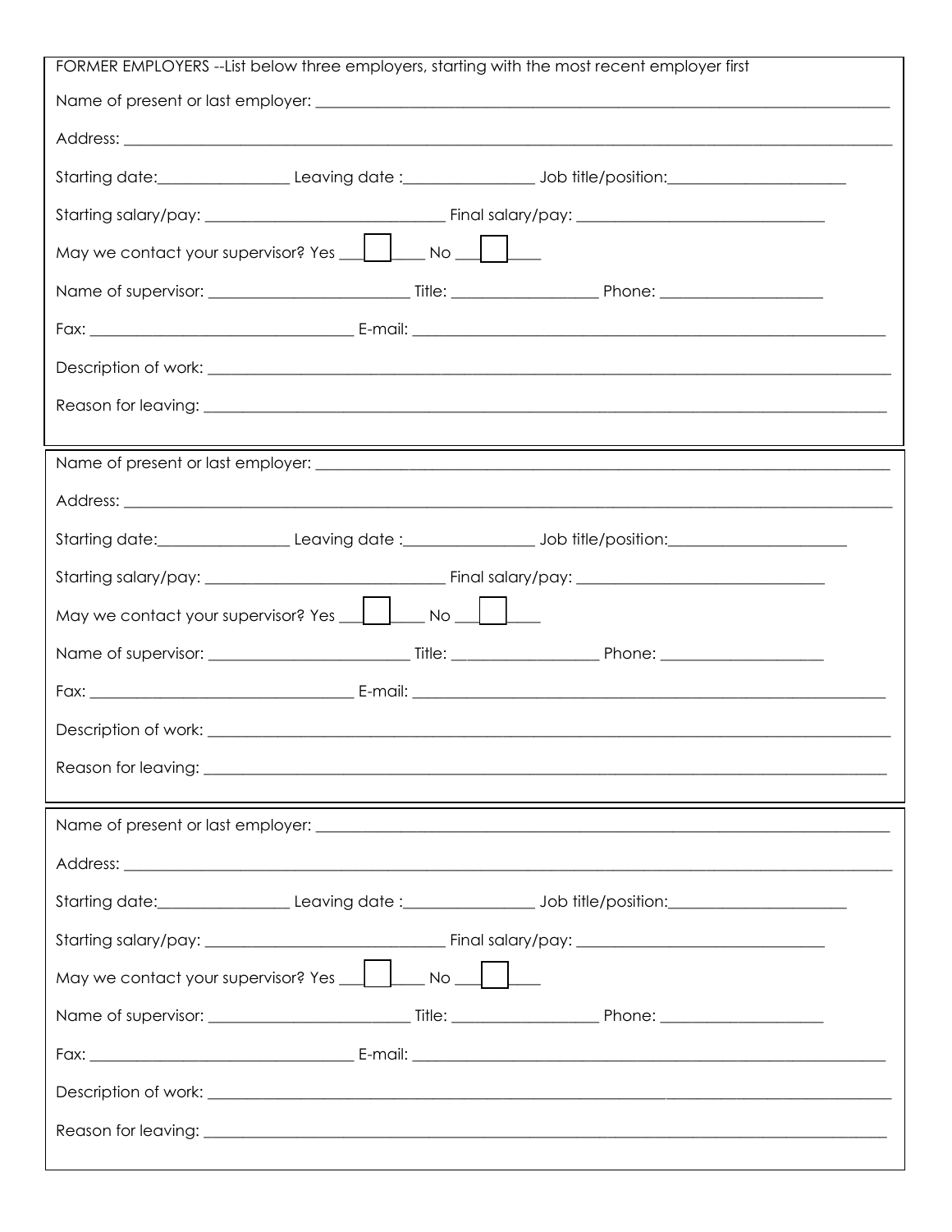FORMER EMPLOYERS --List below three employers, starting with the most recent employer first

Name of present or last employer: ______________________________________________

Address: ______________________________________________

Starting date:________________ Leaving date :________________ Job title/position:______________________

Starting salary/pay: ______________________________ Final salary/pay: ______________________________

May we contact your supervisor? Yes ☐ No ☐

Name of supervisor: ________________________ Title: __________________ Phone: ____________________

Fax: ________________________________ E-mail: ______________________________________________

Description of work: ______________________________________________

Reason for leaving: ______________________________________________

---

Name of present or last employer: ______________________________________________

Address: ______________________________________________

Starting date:________________ Leaving date :________________ Job title/position:______________________

Starting salary/pay: ______________________________ Final salary/pay: ______________________________

May we contact your supervisor? Yes ☐ No ☐

Name of supervisor: ________________________ Title: __________________ Phone: ____________________

Fax: ________________________________ E-mail: ______________________________________________

Description of work: ______________________________________________

Reason for leaving: ______________________________________________

---

Name of present or last employer: ______________________________________________

Address: ______________________________________________

Starting date:________________ Leaving date :________________ Job title/position:______________________

Starting salary/pay: ______________________________ Final salary/pay: ______________________________

May we contact your supervisor? Yes ☐ No ☐

Name of supervisor: ________________________ Title: __________________ Phone: ____________________

Fax: ________________________________ E-mail: ______________________________________________

Description of work: ______________________________________________

Reason for leaving: ______________________________________________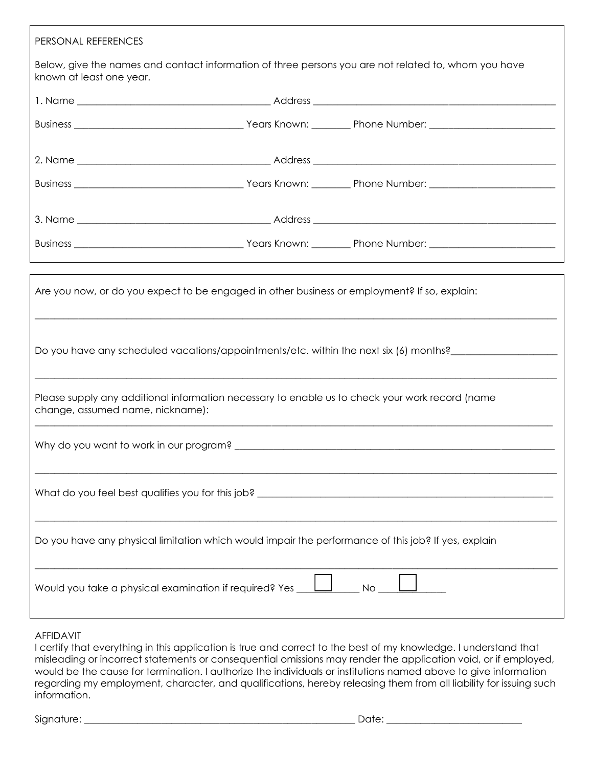PERSONAL REFERENCES

Below, give the names and contact information of three persons you are not related to, whom you have known at least one year.

1. Name ______________________ Address ______________________

Business ______________________ Years Known: ________ Phone Number: ______________________

2. Name ______________________ Address ______________________

Business ______________________ Years Known: ________ Phone Number: ______________________

3. Name ______________________ Address ______________________

Business ______________________ Years Known: ________ Phone Number: ______________________

Are you now, or do you expect to be engaged in other business or employment? If so, explain:

______________________________________________________________________

Do you have any scheduled vacations/appointments/etc. within the next six (6) months?______________________

______________________________________________________________________

Please supply any additional information necessary to enable us to check your work record (name change, assumed name, nickname):

______________________________________________________________________

Why do you want to work in our program? ______________________________________________

______________________________________________________________________

What do you feel best qualifies you for this job? ______________________________________________

______________________________________________________________________

Do you have any physical limitation which would impair the performance of this job? If yes, explain

______________________________________________________________________

Would you take a physical examination if required? Yes ☐ No ☐

AFFIDAVIT

I certify that everything in this application is true and correct to the best of my knowledge. I understand that misleading or incorrect statements or consequential omissions may render the application void, or if employed, would be the cause for termination. I authorize the individuals or institutions named above to give information regarding my employment, character, and qualifications, hereby releasing them from all liability for issuing such information.

Signature: ______________________________________________ Date: ______________________